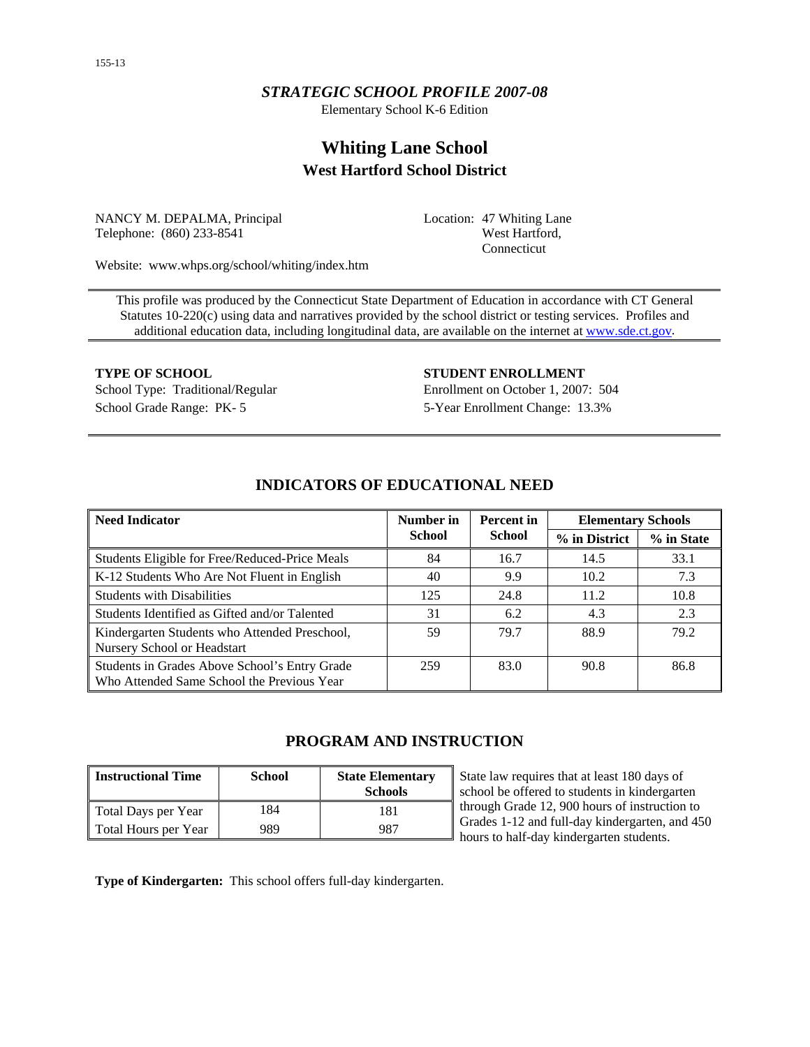*STRATEGIC SCHOOL PROFILE 2007-08*

Elementary School K-6 Edition

# Whiting Lane School

## West Hartford School District

NANCY M. DEPALMA, Principal
Telephone: (860) 233-8541

Location: 47 Whiting Lane
West Hartford,
Connecticut

Website: www.whps.org/school/whiting/index.htm

This profile was produced by the Connecticut State Department of Education in accordance with CT General Statutes 10-220(c) using data and narratives provided by the school district or testing services. Profiles and additional education data, including longitudinal data, are available on the internet at www.sde.ct.gov.

**TYPE OF SCHOOL**

School Type: Traditional/Regular
School Grade Range: PK- 5

**STUDENT ENROLLMENT**

Enrollment on October 1, 2007: 504
5-Year Enrollment Change: 13.3%

## INDICATORS OF EDUCATIONAL NEED

| Need Indicator | Number in School | Percent in School | Elementary Schools | |
|---|---|---|---|---|
| | | | % in District | % in State |
| Students Eligible for Free/Reduced-Price Meals | 84 | 16.7 | 14.5 | 33.1 |
| K-12 Students Who Are Not Fluent in English | 40 | 9.9 | 10.2 | 7.3 |
| Students with Disabilities | 125 | 24.8 | 11.2 | 10.8 |
| Students Identified as Gifted and/or Talented | 31 | 6.2 | 4.3 | 2.3 |
| Kindergarten Students who Attended Preschool, Nursery School or Headstart | 59 | 79.7 | 88.9 | 79.2 |
| Students in Grades Above School's Entry Grade Who Attended Same School the Previous Year | 259 | 83.0 | 90.8 | 86.8 |

## PROGRAM AND INSTRUCTION

| Instructional Time | School | State Elementary Schools |
|---|---|---|
| Total Days per Year | 184 | 181 |
| Total Hours per Year | 989 | 987 |

State law requires that at least 180 days of school be offered to students in kindergarten through Grade 12, 900 hours of instruction to Grades 1-12 and full-day kindergarten, and 450 hours to half-day kindergarten students.

**Type of Kindergarten:** This school offers full-day kindergarten.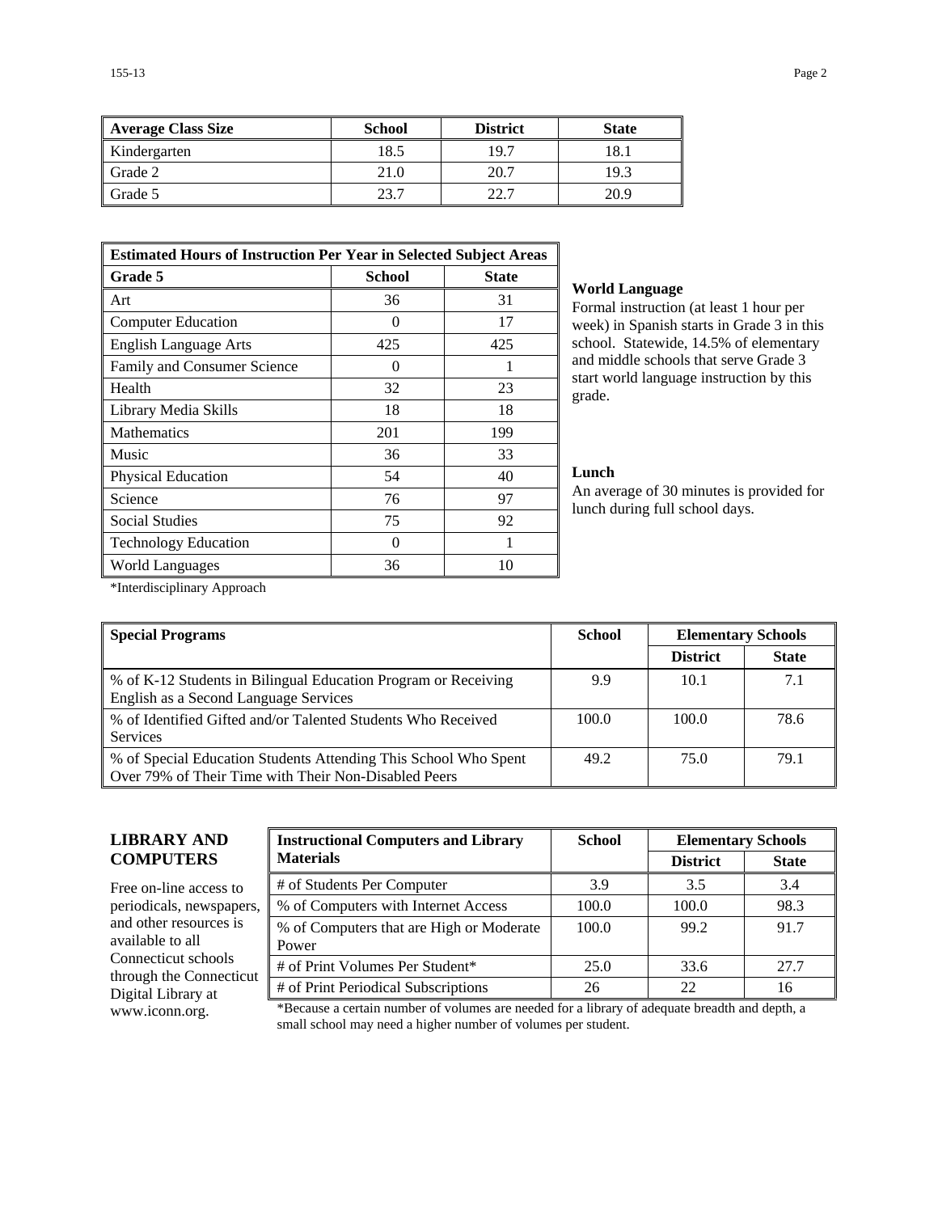| Average Class Size | School | District | State |
|---|---|---|---|
| Kindergarten | 18.5 | 19.7 | 18.1 |
| Grade 2 | 21.0 | 20.7 | 19.3 |
| Grade 5 | 23.7 | 22.7 | 20.9 |

| Estimated Hours of Instruction Per Year in Selected Subject Areas | | |
|---|---|---|
| Grade 5 | School | State |
| Art | 36 | 31 |
| Computer Education | 0 | 17 |
| English Language Arts | 425 | 425 |
| Family and Consumer Science | 0 | 1 |
| Health | 32 | 23 |
| Library Media Skills | 18 | 18 |
| Mathematics | 201 | 199 |
| Music | 36 | 33 |
| Physical Education | 54 | 40 |
| Science | 76 | 97 |
| Social Studies | 75 | 92 |
| Technology Education | 0 | 1 |
| World Languages | 36 | 10 |

*Interdisciplinary Approach

**World Language**
Formal instruction (at least 1 hour per week) in Spanish starts in Grade 3 in this school. Statewide, 14.5% of elementary and middle schools that serve Grade 3 start world language instruction by this grade.

**Lunch**
An average of 30 minutes is provided for lunch during full school days.

| Special Programs | School | Elementary Schools | |
|---|---|---|---|
| | | District | State |
| % of K-12 Students in Bilingual Education Program or Receiving English as a Second Language Services | 9.9 | 10.1 | 7.1 |
| % of Identified Gifted and/or Talented Students Who Received Services | 100.0 | 100.0 | 78.6 |
| % of Special Education Students Attending This School Who Spent Over 79% of Their Time with Their Non-Disabled Peers | 49.2 | 75.0 | 79.1 |

## LIBRARY AND COMPUTERS

Free on-line access to periodicals, newspapers, and other resources is available to all Connecticut schools through the Connecticut Digital Library at www.iconn.org.

| Instructional Computers and Library Materials | School | Elementary Schools | |
|---|---|---|---|
| | | District | State |
| # of Students Per Computer | 3.9 | 3.5 | 3.4 |
| % of Computers with Internet Access | 100.0 | 100.0 | 98.3 |
| % of Computers that are High or Moderate Power | 100.0 | 99.2 | 91.7 |
| # of Print Volumes Per Student* | 25.0 | 33.6 | 27.7 |
| # of Print Periodical Subscriptions | 26 | 22 | 16 |

*Because a certain number of volumes are needed for a library of adequate breadth and depth, a small school may need a higher number of volumes per student.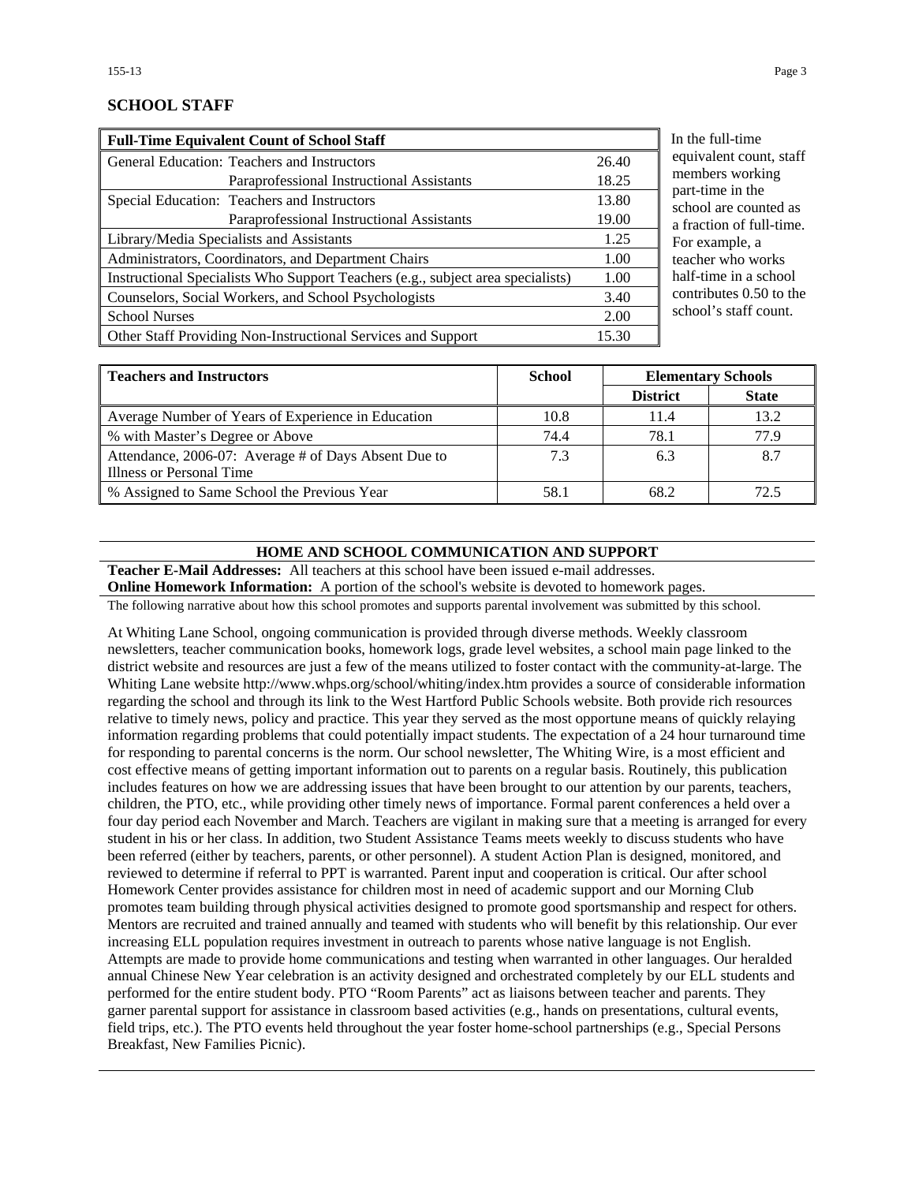## SCHOOL STAFF

| Full-Time Equivalent Count of School Staff | | |
|---|---|---|
| General Education: | Teachers and Instructors | 26.40 |
| | Paraprofessional Instructional Assistants | 18.25 |
| Special Education: | Teachers and Instructors | 13.80 |
| | Paraprofessional Instructional Assistants | 19.00 |
| Library/Media Specialists and Assistants | | 1.25 |
| Administrators, Coordinators, and Department Chairs | | 1.00 |
| Instructional Specialists Who Support Teachers (e.g., subject area specialists) | | 1.00 |
| Counselors, Social Workers, and School Psychologists | | 3.40 |
| School Nurses | | 2.00 |
| Other Staff Providing Non-Instructional Services and Support | | 15.30 |

In the full-time equivalent count, staff members working part-time in the school are counted as a fraction of full-time. For example, a teacher who works half-time in a school contributes 0.50 to the school's staff count.

| Teachers and Instructors | School | Elementary Schools | |
|---|---|---|---|
| | | District | State |
| Average Number of Years of Experience in Education | 10.8 | 11.4 | 13.2 |
| % with Master's Degree or Above | 74.4 | 78.1 | 77.9 |
| Attendance, 2006-07: Average # of Days Absent Due to Illness or Personal Time | 7.3 | 6.3 | 8.7 |
| % Assigned to Same School the Previous Year | 58.1 | 68.2 | 72.5 |

## HOME AND SCHOOL COMMUNICATION AND SUPPORT

**Teacher E-Mail Addresses:** All teachers at this school have been issued e-mail addresses.

**Online Homework Information:** A portion of the school's website is devoted to homework pages.

The following narrative about how this school promotes and supports parental involvement was submitted by this school.

At Whiting Lane School, ongoing communication is provided through diverse methods. Weekly classroom newsletters, teacher communication books, homework logs, grade level websites, a school main page linked to the district website and resources are just a few of the means utilized to foster contact with the community-at-large. The Whiting Lane website http://www.whps.org/school/whiting/index.htm provides a source of considerable information regarding the school and through its link to the West Hartford Public Schools website. Both provide rich resources relative to timely news, policy and practice. This year they served as the most opportune means of quickly relaying information regarding problems that could potentially impact students. The expectation of a 24 hour turnaround time for responding to parental concerns is the norm. Our school newsletter, The Whiting Wire, is a most efficient and cost effective means of getting important information out to parents on a regular basis. Routinely, this publication includes features on how we are addressing issues that have been brought to our attention by our parents, teachers, children, the PTO, etc., while providing other timely news of importance. Formal parent conferences a held over a four day period each November and March. Teachers are vigilant in making sure that a meeting is arranged for every student in his or her class. In addition, two Student Assistance Teams meets weekly to discuss students who have been referred (either by teachers, parents, or other personnel). A student Action Plan is designed, monitored, and reviewed to determine if referral to PPT is warranted. Parent input and cooperation is critical. Our after school Homework Center provides assistance for children most in need of academic support and our Morning Club promotes team building through physical activities designed to promote good sportsmanship and respect for others. Mentors are recruited and trained annually and teamed with students who will benefit by this relationship. Our ever increasing ELL population requires investment in outreach to parents whose native language is not English. Attempts are made to provide home communications and testing when warranted in other languages. Our heralded annual Chinese New Year celebration is an activity designed and orchestrated completely by our ELL students and performed for the entire student body. PTO "Room Parents" act as liaisons between teacher and parents. They garner parental support for assistance in classroom based activities (e.g., hands on presentations, cultural events, field trips, etc.). The PTO events held throughout the year foster home-school partnerships (e.g., Special Persons Breakfast, New Families Picnic).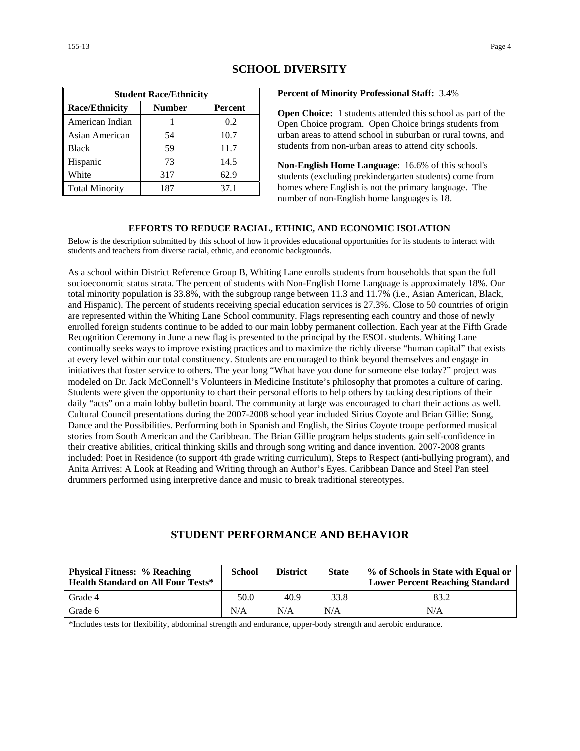## SCHOOL DIVERSITY

| Student Race/Ethnicity | | |
|---|---|---|
| **Race/Ethnicity** | **Number** | **Percent** |
| American Indian | 1 | 0.2 |
| Asian American | 54 | 10.7 |
| Black | 59 | 11.7 |
| Hispanic | 73 | 14.5 |
| White | 317 | 62.9 |
| Total Minority | 187 | 37.1 |

**Percent of Minority Professional Staff:** 3.4%

**Open Choice:** 1 students attended this school as part of the Open Choice program. Open Choice brings students from urban areas to attend school in suburban or rural towns, and students from non-urban areas to attend city schools.

**Non-English Home Language**: 16.6% of this school's students (excluding prekindergarten students) come from homes where English is not the primary language. The number of non-English home languages is 18.

### EFFORTS TO REDUCE RACIAL, ETHNIC, AND ECONOMIC ISOLATION

Below is the description submitted by this school of how it provides educational opportunities for its students to interact with students and teachers from diverse racial, ethnic, and economic backgrounds.

As a school within District Reference Group B, Whiting Lane enrolls students from households that span the full socioeconomic status strata. The percent of students with Non-English Home Language is approximately 18%. Our total minority population is 33.8%, with the subgroup range between 11.3 and 11.7% (i.e., Asian American, Black, and Hispanic). The percent of students receiving special education services is 27.3%. Close to 50 countries of origin are represented within the Whiting Lane School community. Flags representing each country and those of newly enrolled foreign students continue to be added to our main lobby permanent collection. Each year at the Fifth Grade Recognition Ceremony in June a new flag is presented to the principal by the ESOL students. Whiting Lane continually seeks ways to improve existing practices and to maximize the richly diverse "human capital" that exists at every level within our total constituency. Students are encouraged to think beyond themselves and engage in initiatives that foster service to others. The year long "What have you done for someone else today?" project was modeled on Dr. Jack McConnell's Volunteers in Medicine Institute's philosophy that promotes a culture of caring. Students were given the opportunity to chart their personal efforts to help others by tacking descriptions of their daily "acts" on a main lobby bulletin board. The community at large was encouraged to chart their actions as well. Cultural Council presentations during the 2007-2008 school year included Sirius Coyote and Brian Gillie: Song, Dance and the Possibilities. Performing both in Spanish and English, the Sirius Coyote troupe performed musical stories from South American and the Caribbean. The Brian Gillie program helps students gain self-confidence in their creative abilities, critical thinking skills and through song writing and dance invention. 2007-2008 grants included: Poet in Residence (to support 4th grade writing curriculum), Steps to Respect (anti-bullying program), and Anita Arrives: A Look at Reading and Writing through an Author's Eyes. Caribbean Dance and Steel Pan steel drummers performed using interpretive dance and music to break traditional stereotypes.

## STUDENT PERFORMANCE AND BEHAVIOR

| Physical Fitness: % Reaching Health Standard on All Four Tests* | School | District | State | % of Schools in State with Equal or Lower Percent Reaching Standard |
|---|---|---|---|---|
| Grade 4 | 50.0 | 40.9 | 33.8 | 83.2 |
| Grade 6 | N/A | N/A | N/A | N/A |

*Includes tests for flexibility, abdominal strength and endurance, upper-body strength and aerobic endurance.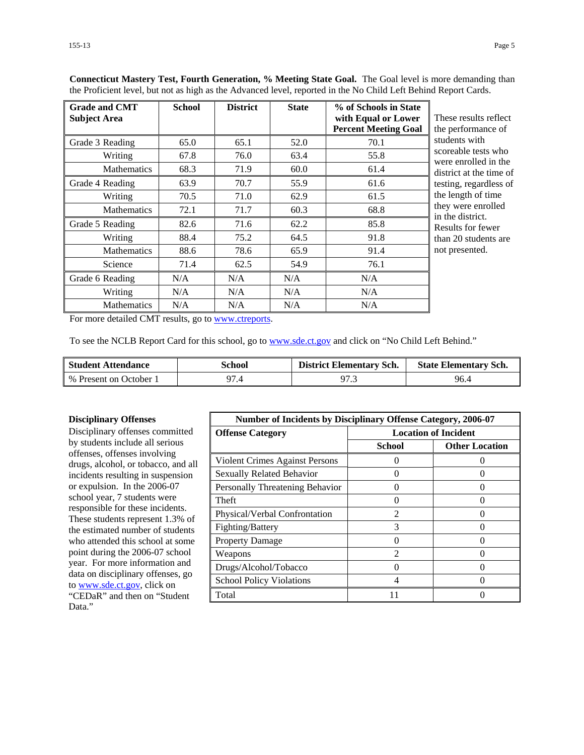**Connecticut Mastery Test, Fourth Generation, % Meeting State Goal.** The Goal level is more demanding than the Proficient level, but not as high as the Advanced level, reported in the No Child Left Behind Report Cards.

| Grade and CMT Subject Area | School | District | State | % of Schools in State with Equal or Lower Percent Meeting Goal |
|---|---|---|---|---|
| Grade 3 Reading | 65.0 | 65.1 | 52.0 | 70.1 |
| Writing | 67.8 | 76.0 | 63.4 | 55.8 |
| Mathematics | 68.3 | 71.9 | 60.0 | 61.4 |
| Grade 4 Reading | 63.9 | 70.7 | 55.9 | 61.6 |
| Writing | 70.5 | 71.0 | 62.9 | 61.5 |
| Mathematics | 72.1 | 71.7 | 60.3 | 68.8 |
| Grade 5 Reading | 82.6 | 71.6 | 62.2 | 85.8 |
| Writing | 88.4 | 75.2 | 64.5 | 91.8 |
| Mathematics | 88.6 | 78.6 | 65.9 | 91.4 |
| Science | 71.4 | 62.5 | 54.9 | 76.1 |
| Grade 6 Reading | N/A | N/A | N/A | N/A |
| Writing | N/A | N/A | N/A | N/A |
| Mathematics | N/A | N/A | N/A | N/A |

These results reflect the performance of students with scoreable tests who were enrolled in the district at the time of testing, regardless of the length of time they were enrolled in the district. Results for fewer than 20 students are not presented.

For more detailed CMT results, go to www.ctreports.

To see the NCLB Report Card for this school, go to www.sde.ct.gov and click on "No Child Left Behind."

| Student Attendance | School | District Elementary Sch. | State Elementary Sch. |
|---|---|---|---|
| % Present on October 1 | 97.4 | 97.3 | 96.4 |

**Disciplinary Offenses**

Disciplinary offenses committed by students include all serious offenses, offenses involving drugs, alcohol, or tobacco, and all incidents resulting in suspension or expulsion. In the 2006-07 school year, 7 students were responsible for these incidents. These students represent 1.3% of the estimated number of students who attended this school at some point during the 2006-07 school year. For more information and data on disciplinary offenses, go to www.sde.ct.gov, click on "CEDaR" and then on "Student Data."

| Number of Incidents by Disciplinary Offense Category, 2006-07 | | |
|---|---|---|
| Offense Category | Location of Incident | |
| | School | Other Location |
| Violent Crimes Against Persons | 0 | 0 |
| Sexually Related Behavior | 0 | 0 |
| Personally Threatening Behavior | 0 | 0 |
| Theft | 0 | 0 |
| Physical/Verbal Confrontation | 2 | 0 |
| Fighting/Battery | 3 | 0 |
| Property Damage | 0 | 0 |
| Weapons | 2 | 0 |
| Drugs/Alcohol/Tobacco | 0 | 0 |
| School Policy Violations | 4 | 0 |
| Total | 11 | 0 |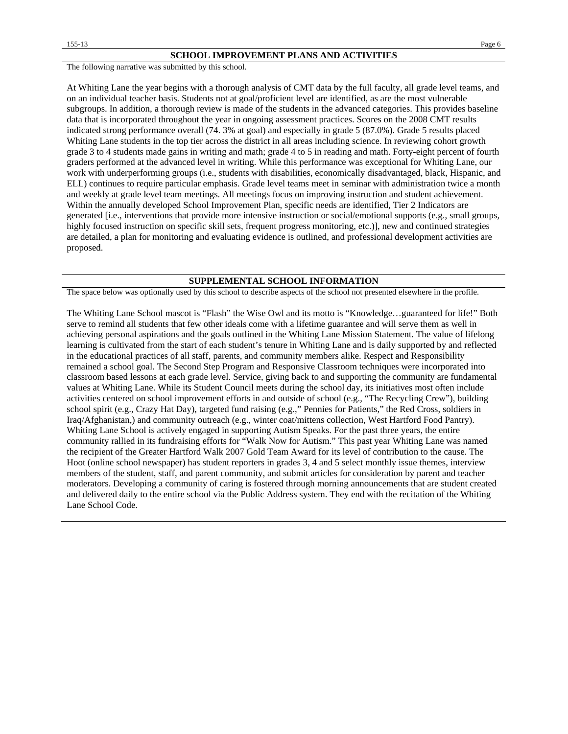## SCHOOL IMPROVEMENT PLANS AND ACTIVITIES

The following narrative was submitted by this school.

At Whiting Lane the year begins with a thorough analysis of CMT data by the full faculty, all grade level teams, and on an individual teacher basis. Students not at goal/proficient level are identified, as are the most vulnerable subgroups. In addition, a thorough review is made of the students in the advanced categories. This provides baseline data that is incorporated throughout the year in ongoing assessment practices. Scores on the 2008 CMT results indicated strong performance overall (74. 3% at goal) and especially in grade 5 (87.0%). Grade 5 results placed Whiting Lane students in the top tier across the district in all areas including science. In reviewing cohort growth grade 3 to 4 students made gains in writing and math; grade 4 to 5 in reading and math. Forty-eight percent of fourth graders performed at the advanced level in writing. While this performance was exceptional for Whiting Lane, our work with underperforming groups (i.e., students with disabilities, economically disadvantaged, black, Hispanic, and ELL) continues to require particular emphasis. Grade level teams meet in seminar with administration twice a month and weekly at grade level team meetings. All meetings focus on improving instruction and student achievement. Within the annually developed School Improvement Plan, specific needs are identified, Tier 2 Indicators are generated [i.e., interventions that provide more intensive instruction or social/emotional supports (e.g., small groups, highly focused instruction on specific skill sets, frequent progress monitoring, etc.)], new and continued strategies are detailed, a plan for monitoring and evaluating evidence is outlined, and professional development activities are proposed.

## SUPPLEMENTAL SCHOOL INFORMATION

The space below was optionally used by this school to describe aspects of the school not presented elsewhere in the profile.

The Whiting Lane School mascot is "Flash" the Wise Owl and its motto is "Knowledge…guaranteed for life!" Both serve to remind all students that few other ideals come with a lifetime guarantee and will serve them as well in achieving personal aspirations and the goals outlined in the Whiting Lane Mission Statement. The value of lifelong learning is cultivated from the start of each student's tenure in Whiting Lane and is daily supported by and reflected in the educational practices of all staff, parents, and community members alike. Respect and Responsibility remained a school goal. The Second Step Program and Responsive Classroom techniques were incorporated into classroom based lessons at each grade level. Service, giving back to and supporting the community are fundamental values at Whiting Lane. While its Student Council meets during the school day, its initiatives most often include activities centered on school improvement efforts in and outside of school (e.g., "The Recycling Crew"), building school spirit (e.g., Crazy Hat Day), targeted fund raising (e.g.," Pennies for Patients," the Red Cross, soldiers in Iraq/Afghanistan,) and community outreach (e.g., winter coat/mittens collection, West Hartford Food Pantry). Whiting Lane School is actively engaged in supporting Autism Speaks. For the past three years, the entire community rallied in its fundraising efforts for "Walk Now for Autism." This past year Whiting Lane was named the recipient of the Greater Hartford Walk 2007 Gold Team Award for its level of contribution to the cause. The Hoot (online school newspaper) has student reporters in grades 3, 4 and 5 select monthly issue themes, interview members of the student, staff, and parent community, and submit articles for consideration by parent and teacher moderators. Developing a community of caring is fostered through morning announcements that are student created and delivered daily to the entire school via the Public Address system. They end with the recitation of the Whiting Lane School Code.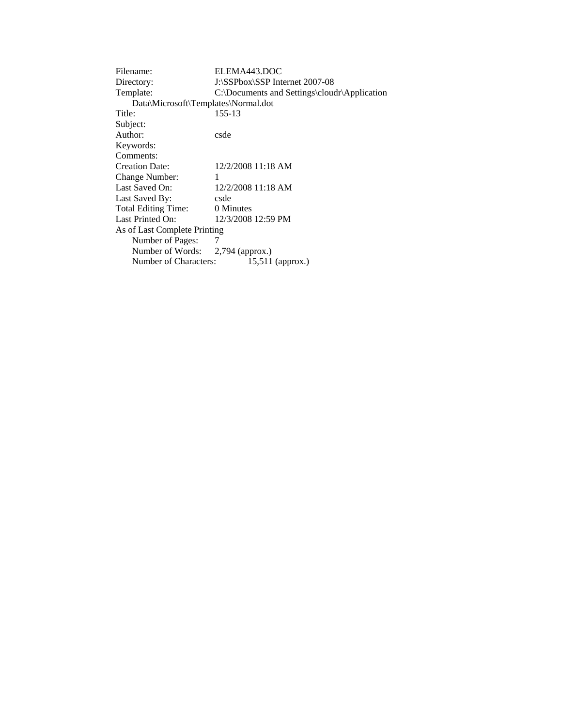Filename: ELEMA443.DOC
Directory: J:\SSPbox\SSP Internet 2007-08
Template: C:\Documents and Settings\cloudr\Application Data\Microsoft\Templates\Normal.dot
Title: 155-13
Subject:
Author: csde
Keywords:
Comments:
Creation Date: 12/2/2008 11:18 AM
Change Number: 1
Last Saved On: 12/2/2008 11:18 AM
Last Saved By: csde
Total Editing Time: 0 Minutes
Last Printed On: 12/3/2008 12:59 PM
As of Last Complete Printing
Number of Pages: 7
Number of Words: 2,794 (approx.)
Number of Characters: 15,511 (approx.)